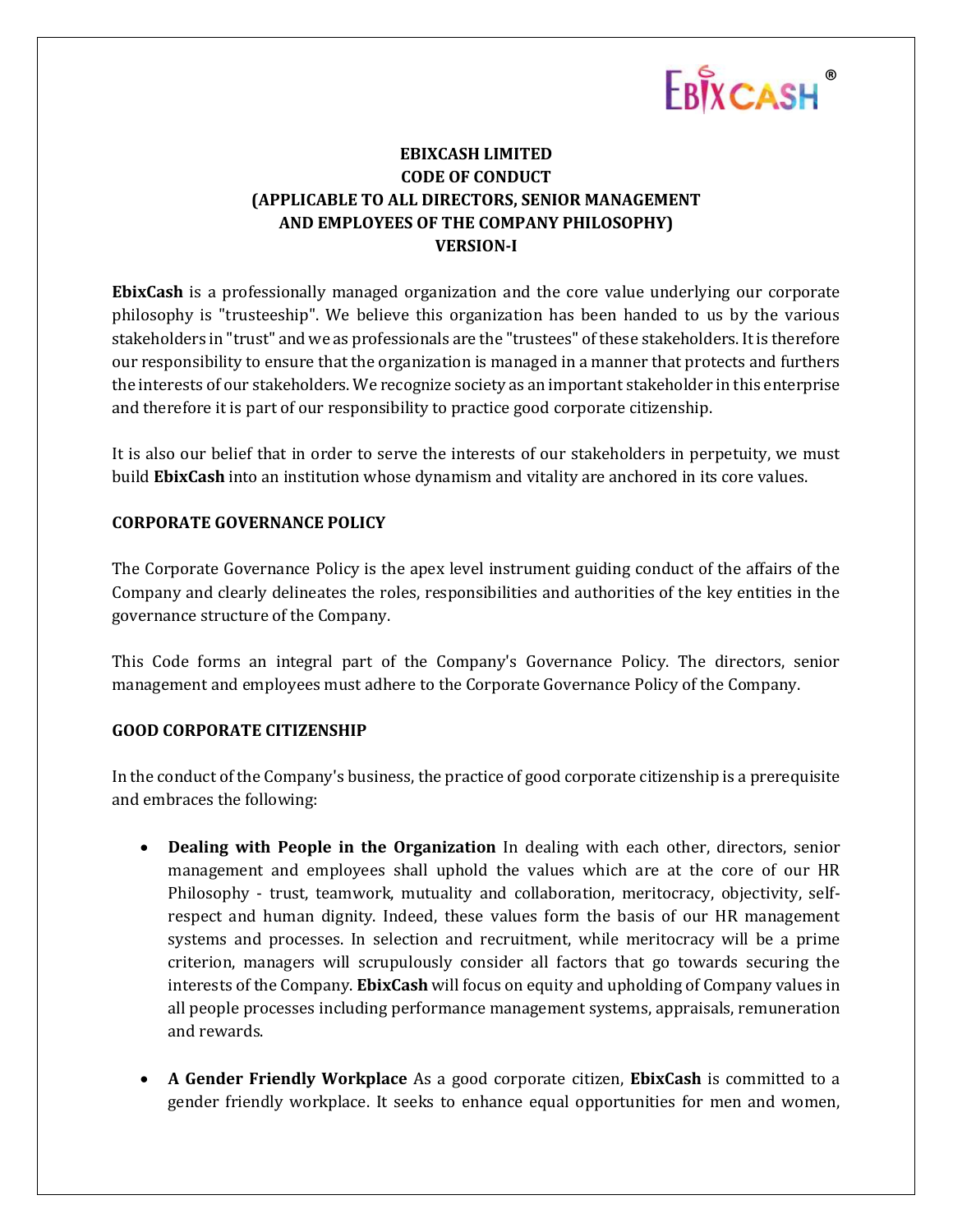# EBIXCASH LIMITED
# CODE OF CONDUCT
# (APPLICABLE TO ALL DIRECTORS, SENIOR MANAGEMENT AND EMPLOYEES OF THE COMPANY PHILOSOPHY)
# VERSION-I

**EbixCash** is a professionally managed organization and the core value underlying our corporate philosophy is "trusteeship". We believe this organization has been handed to us by the various stakeholders in "trust" and we as professionals are the "trustees" of these stakeholders. It is therefore our responsibility to ensure that the organization is managed in a manner that protects and furthers the interests of our stakeholders. We recognize society as an important stakeholder in this enterprise and therefore it is part of our responsibility to practice good corporate citizenship.

It is also our belief that in order to serve the interests of our stakeholders in perpetuity, we must build **EbixCash** into an institution whose dynamism and vitality are anchored in its core values.

## CORPORATE GOVERNANCE POLICY

The Corporate Governance Policy is the apex level instrument guiding conduct of the affairs of the Company and clearly delineates the roles, responsibilities and authorities of the key entities in the governance structure of the Company.

This Code forms an integral part of the Company's Governance Policy. The directors, senior management and employees must adhere to the Corporate Governance Policy of the Company.

## GOOD CORPORATE CITIZENSHIP

In the conduct of the Company's business, the practice of good corporate citizenship is a prerequisite and embraces the following:

- **Dealing with People in the Organization** In dealing with each other, directors, senior management and employees shall uphold the values which are at the core of our HR Philosophy - trust, teamwork, mutuality and collaboration, meritocracy, objectivity, self-respect and human dignity. Indeed, these values form the basis of our HR management systems and processes. In selection and recruitment, while meritocracy will be a prime criterion, managers will scrupulously consider all factors that go towards securing the interests of the Company. **EbixCash** will focus on equity and upholding of Company values in all people processes including performance management systems, appraisals, remuneration and rewards.

- **A Gender Friendly Workplace** As a good corporate citizen, **EbixCash** is committed to a gender friendly workplace. It seeks to enhance equal opportunities for men and women,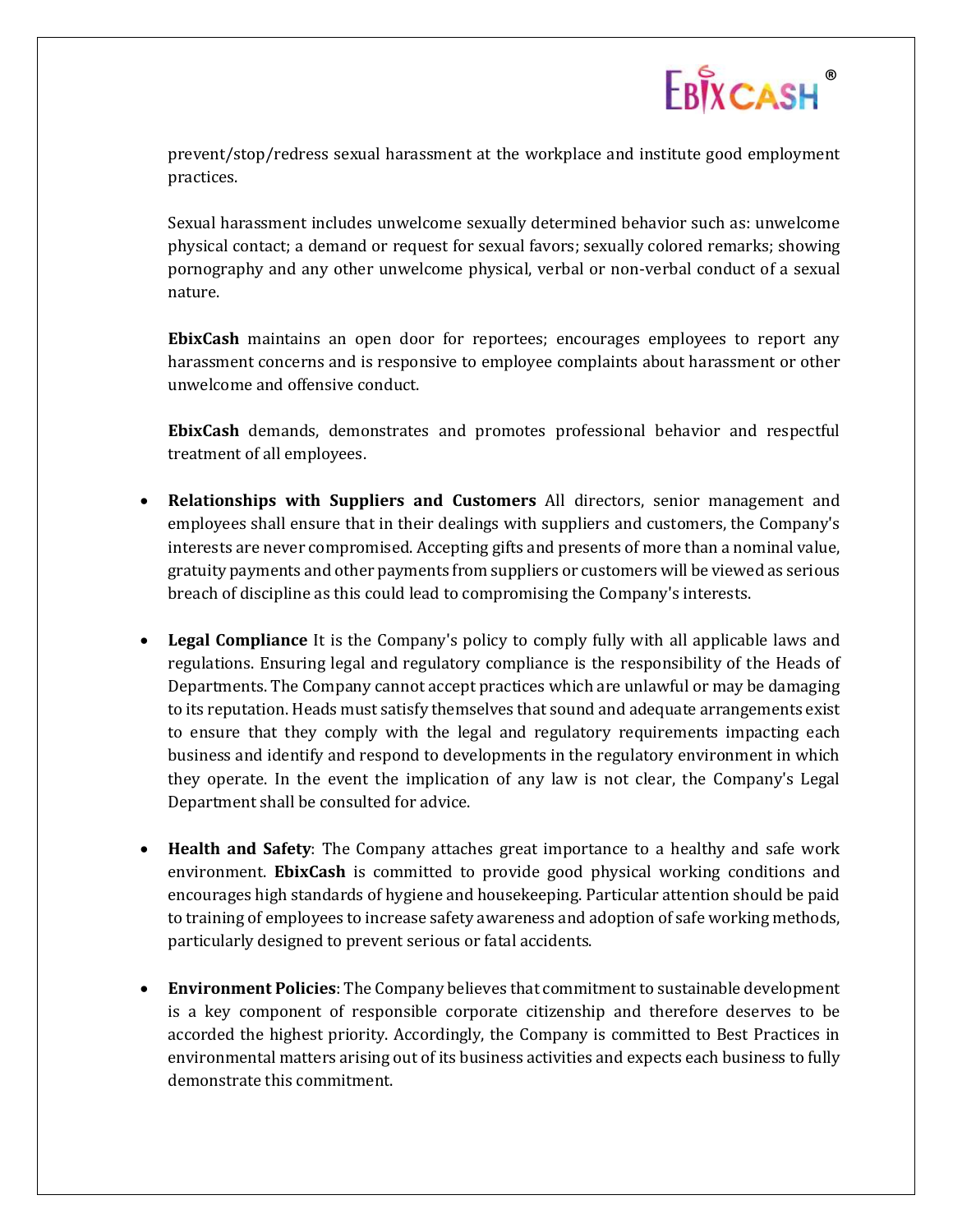prevent/stop/redress sexual harassment at the workplace and institute good employment practices.

Sexual harassment includes unwelcome sexually determined behavior such as: unwelcome physical contact; a demand or request for sexual favors; sexually colored remarks; showing pornography and any other unwelcome physical, verbal or non-verbal conduct of a sexual nature.

**EbixCash** maintains an open door for reportees; encourages employees to report any harassment concerns and is responsive to employee complaints about harassment or other unwelcome and offensive conduct.

**EbixCash** demands, demonstrates and promotes professional behavior and respectful treatment of all employees.

- **Relationships with Suppliers and Customers** All directors, senior management and employees shall ensure that in their dealings with suppliers and customers, the Company's interests are never compromised. Accepting gifts and presents of more than a nominal value, gratuity payments and other payments from suppliers or customers will be viewed as serious breach of discipline as this could lead to compromising the Company's interests.

- **Legal Compliance** It is the Company's policy to comply fully with all applicable laws and regulations. Ensuring legal and regulatory compliance is the responsibility of the Heads of Departments. The Company cannot accept practices which are unlawful or may be damaging to its reputation. Heads must satisfy themselves that sound and adequate arrangements exist to ensure that they comply with the legal and regulatory requirements impacting each business and identify and respond to developments in the regulatory environment in which they operate. In the event the implication of any law is not clear, the Company's Legal Department shall be consulted for advice.

- **Health and Safety**: The Company attaches great importance to a healthy and safe work environment. **EbixCash** is committed to provide good physical working conditions and encourages high standards of hygiene and housekeeping. Particular attention should be paid to training of employees to increase safety awareness and adoption of safe working methods, particularly designed to prevent serious or fatal accidents.

- **Environment Policies**: The Company believes that commitment to sustainable development is a key component of responsible corporate citizenship and therefore deserves to be accorded the highest priority. Accordingly, the Company is committed to Best Practices in environmental matters arising out of its business activities and expects each business to fully demonstrate this commitment.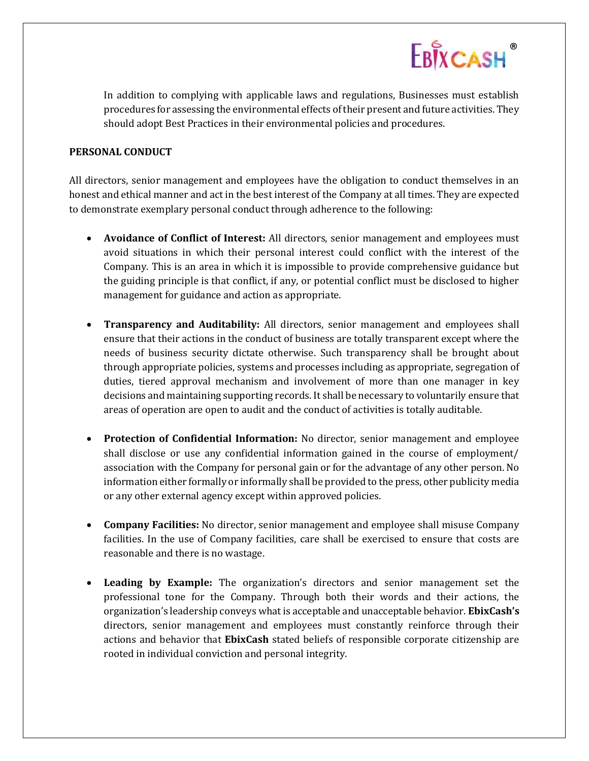In addition to complying with applicable laws and regulations, Businesses must establish procedures for assessing the environmental effects of their present and future activities. They should adopt Best Practices in their environmental policies and procedures.

**PERSONAL CONDUCT**

All directors, senior management and employees have the obligation to conduct themselves in an honest and ethical manner and act in the best interest of the Company at all times. They are expected to demonstrate exemplary personal conduct through adherence to the following:

- **Avoidance of Conflict of Interest:** All directors, senior management and employees must avoid situations in which their personal interest could conflict with the interest of the Company. This is an area in which it is impossible to provide comprehensive guidance but the guiding principle is that conflict, if any, or potential conflict must be disclosed to higher management for guidance and action as appropriate.

- **Transparency and Auditability:** All directors, senior management and employees shall ensure that their actions in the conduct of business are totally transparent except where the needs of business security dictate otherwise. Such transparency shall be brought about through appropriate policies, systems and processes including as appropriate, segregation of duties, tiered approval mechanism and involvement of more than one manager in key decisions and maintaining supporting records. It shall be necessary to voluntarily ensure that areas of operation are open to audit and the conduct of activities is totally auditable.

- **Protection of Confidential Information:** No director, senior management and employee shall disclose or use any confidential information gained in the course of employment/ association with the Company for personal gain or for the advantage of any other person. No information either formally or informally shall be provided to the press, other publicity media or any other external agency except within approved policies.

- **Company Facilities:** No director, senior management and employee shall misuse Company facilities. In the use of Company facilities, care shall be exercised to ensure that costs are reasonable and there is no wastage.

- **Leading by Example:** The organization's directors and senior management set the professional tone for the Company. Through both their words and their actions, the organization's leadership conveys what is acceptable and unacceptable behavior. **EbixCash's** directors, senior management and employees must constantly reinforce through their actions and behavior that **EbixCash** stated beliefs of responsible corporate citizenship are rooted in individual conviction and personal integrity.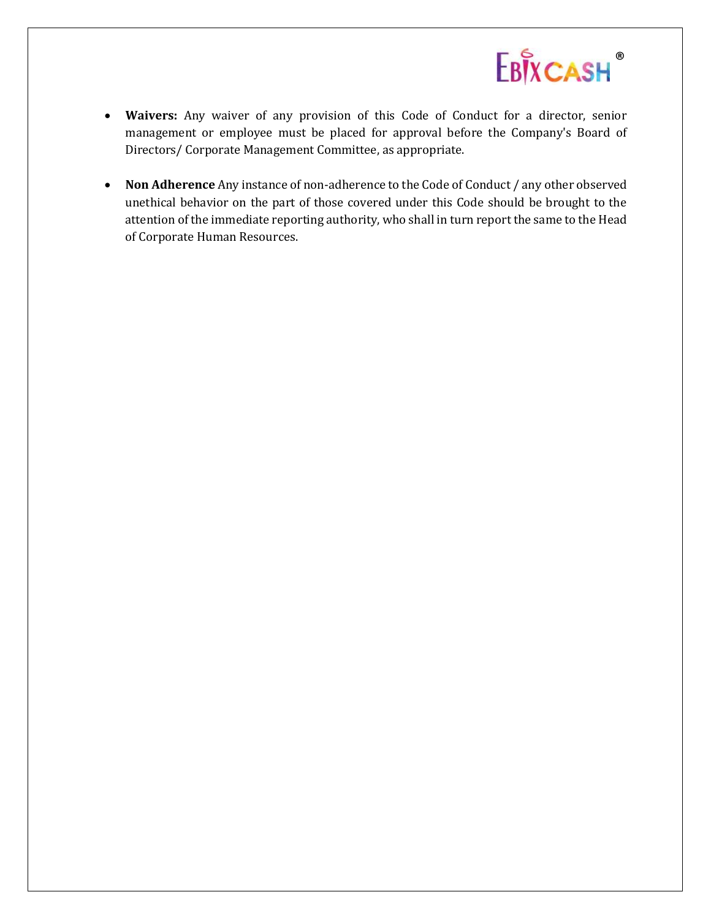- **Waivers:** Any waiver of any provision of this Code of Conduct for a director, senior management or employee must be placed for approval before the Company's Board of Directors/ Corporate Management Committee, as appropriate.

- **Non Adherence** Any instance of non-adherence to the Code of Conduct / any other observed unethical behavior on the part of those covered under this Code should be brought to the attention of the immediate reporting authority, who shall in turn report the same to the Head of Corporate Human Resources.